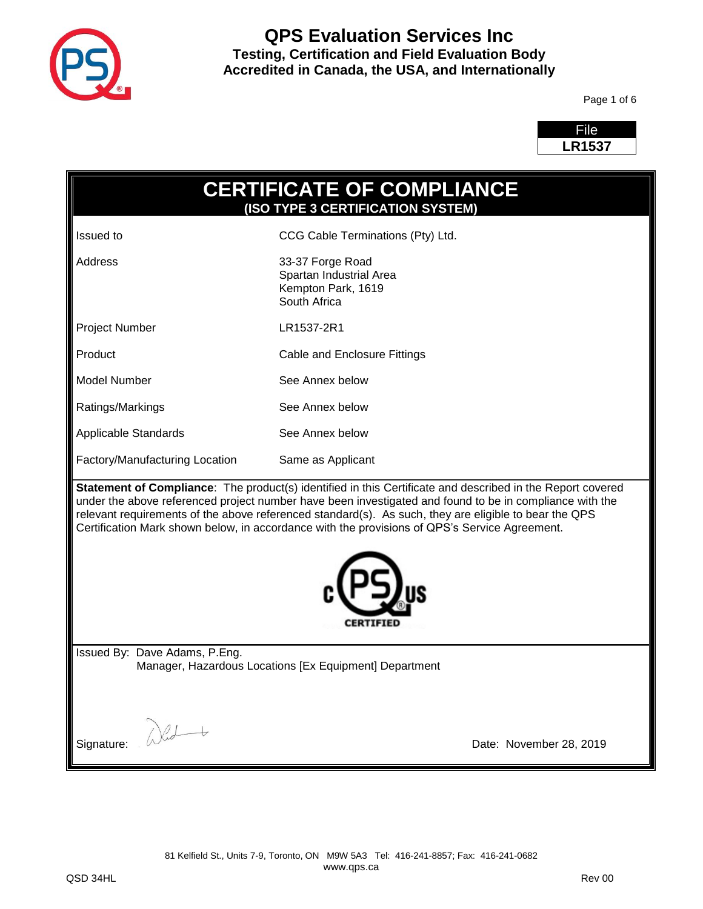# QPS Evaluation Services Inc

**Testing, Certification and Field Evaluation Body**
**Accredited in Canada, the USA, and Internationally**

| File |
| --- |
| **LR1537** |

## CERTIFICATE OF COMPLIANCE

**(ISO TYPE 3 CERTIFICATION SYSTEM)**

| | |
| --- | --- |
| Issued to | CCG Cable Terminations (Pty) Ltd. |
| Address | 33-37 Forge Road<br>Spartan Industrial Area<br>Kempton Park, 1619<br>South Africa |
| Project Number | LR1537-2R1 |
| Product | Cable and Enclosure Fittings |
| Model Number | See Annex below |
| Ratings/Markings | See Annex below |
| Applicable Standards | See Annex below |
| Factory/Manufacturing Location | Same as Applicant |

**Statement of Compliance**: The product(s) identified in this Certificate and described in the Report covered under the above referenced project number have been investigated and found to be in compliance with the relevant requirements of the above referenced standard(s). As such, they are eligible to bear the QPS Certification Mark shown below, in accordance with the provisions of QPS's Service Agreement.

c PS US CERTIFIED

Issued By: Dave Adams, P.Eng.
Manager, Hazardous Locations [Ex Equipment] Department

Signature:

Date: November 28, 2019

81 Kelfield St., Units 7-9, Toronto, ON M9W 5A3 Tel: 416-241-8857; Fax: 416-241-0682
www.qps.ca

QSD 34HL Rev 00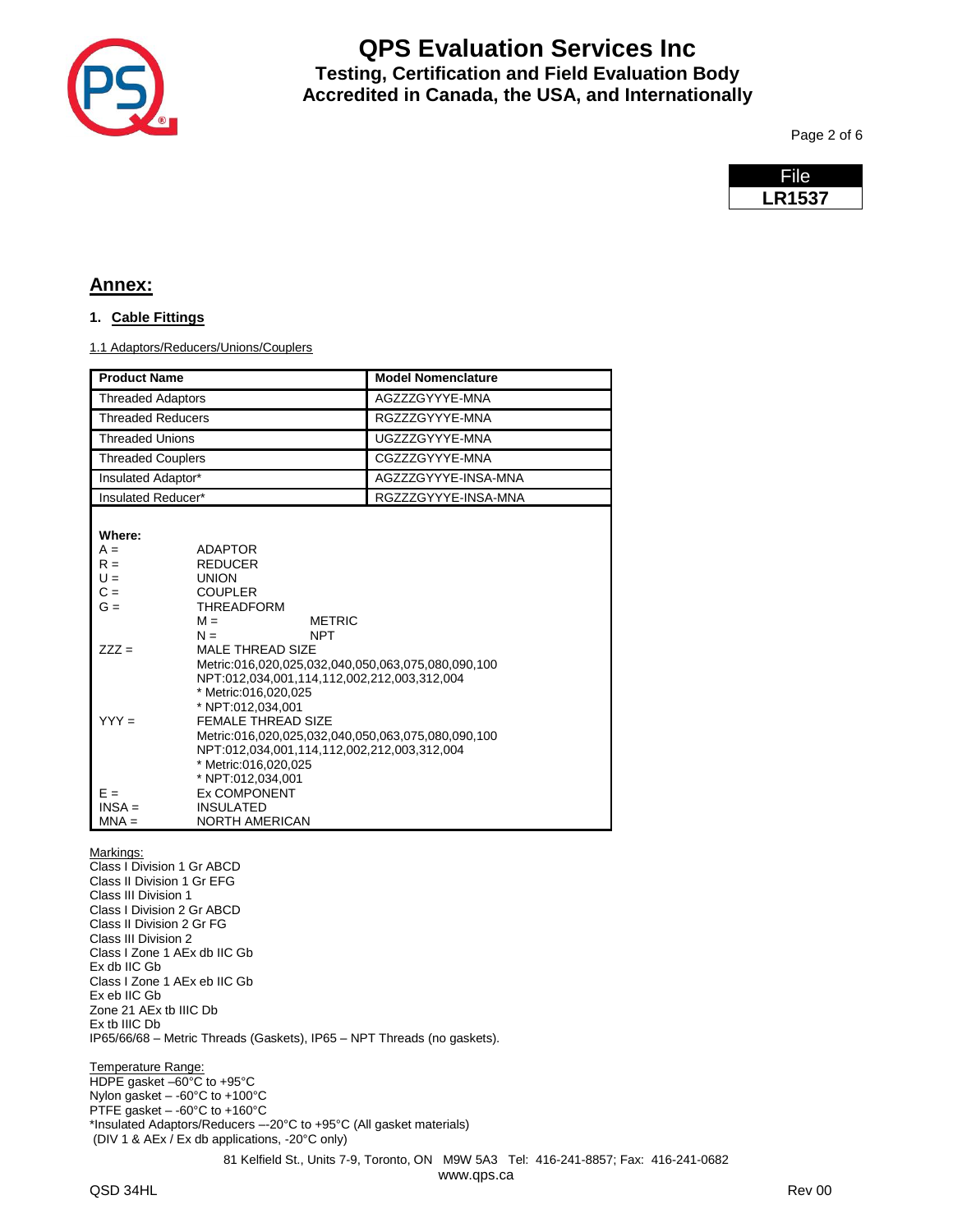## Annex:

### 1. Cable Fittings

1.1 Adaptors/Reducers/Unions/Couplers

| Product Name | Model Nomenclature |
|---|---|
| Threaded Adaptors | AGZZZGYYYE-MNA |
| Threaded Reducers | RGZZZGYYYE-MNA |
| Threaded Unions | UGZZZGYYYE-MNA |
| Threaded Couplers | CGZZZGYYYE-MNA |
| Insulated Adaptor* | AGZZZGYYYE-INSA-MNA |
| Insulated Reducer* | RGZZZGYYYE-INSA-MNA |

**Where:**

A = ADAPTOR
R = REDUCER
U = UNION
C = COUPLER
G = THREADFORM
  M = METRIC
  N = NPT
ZZZ = MALE THREAD SIZE
  Metric:016,020,025,032,040,050,063,075,080,090,100
  NPT:012,034,001,114,112,002,212,003,312,004
  * Metric:016,020,025
  * NPT:012,034,001
YYY = FEMALE THREAD SIZE
  Metric:016,020,025,032,040,050,063,075,080,090,100
  NPT:012,034,001,114,112,002,212,003,312,004
  * Metric:016,020,025
  * NPT:012,034,001
E = Ex COMPONENT
INSA = INSULATED
MNA = NORTH AMERICAN

Markings:
Class I Division 1 Gr ABCD
Class II Division 1 Gr EFG
Class III Division 1
Class I Division 2 Gr ABCD
Class II Division 2 Gr FG
Class III Division 2
Class I Zone 1 AEx db IIC Gb
Ex db IIC Gb
Class I Zone 1 AEx eb IIC Gb
Ex eb IIC Gb
Zone 21 AEx tb IIIC Db
Ex tb IIIC Db
IP65/66/68 – Metric Threads (Gaskets), IP65 – NPT Threads (no gaskets).

Temperature Range:
HDPE gasket –60°C to +95°C
Nylon gasket – -60°C to +100°C
PTFE gasket – -60°C to +160°C
*Insulated Adaptors/Reducers –-20°C to +95°C (All gasket materials)
(DIV 1 & AEx / Ex db applications, -20°C only)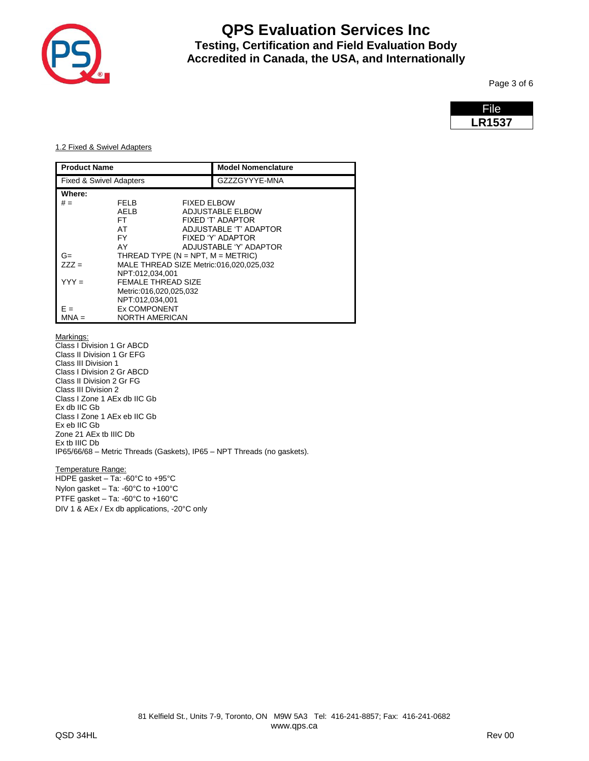File
**LR1537**

1.2 Fixed & Swivel Adapters

| Product Name | Model Nomenclature |
|---|---|
| Fixed & Swivel Adapters | GZZZGYYYE-MNA |

**Where:**

| | | |
|---|---|---|
| # = | FELB | FIXED ELBOW |
| | AELB | ADJUSTABLE ELBOW |
| | FT | FIXED 'T' ADAPTOR |
| | AT | ADJUSTABLE 'T' ADAPTOR |
| | FY | FIXED 'Y' ADAPTOR |
| | AY | ADJUSTABLE 'Y' ADAPTOR |
| G= | THREAD TYPE (N = NPT, M = METRIC) | |
| ZZZ = | MALE THREAD SIZE Metric:016,020,025,032<br>NPT:012,034,001 | |
| YYY = | FEMALE THREAD SIZE<br>Metric:016,020,025,032<br>NPT:012,034,001 | |
| E = | Ex COMPONENT | |
| MNA = | NORTH AMERICAN | |

Markings:
Class I Division 1 Gr ABCD
Class II Division 1 Gr EFG
Class III Division 1
Class I Division 2 Gr ABCD
Class II Division 2 Gr FG
Class III Division 2
Class I Zone 1 AEx db IIC Gb
Ex db IIC Gb
Class I Zone 1 AEx eb IIC Gb
Ex eb IIC Gb
Zone 21 AEx tb IIIC Db
Ex tb IIIC Db
IP65/66/68 – Metric Threads (Gaskets), IP65 – NPT Threads (no gaskets).

Temperature Range:
HDPE gasket – Ta: -60°C to +95°C
Nylon gasket – Ta: -60°C to +100°C
PTFE gasket – Ta: -60°C to +160°C
DIV 1 & AEx / Ex db applications, -20°C only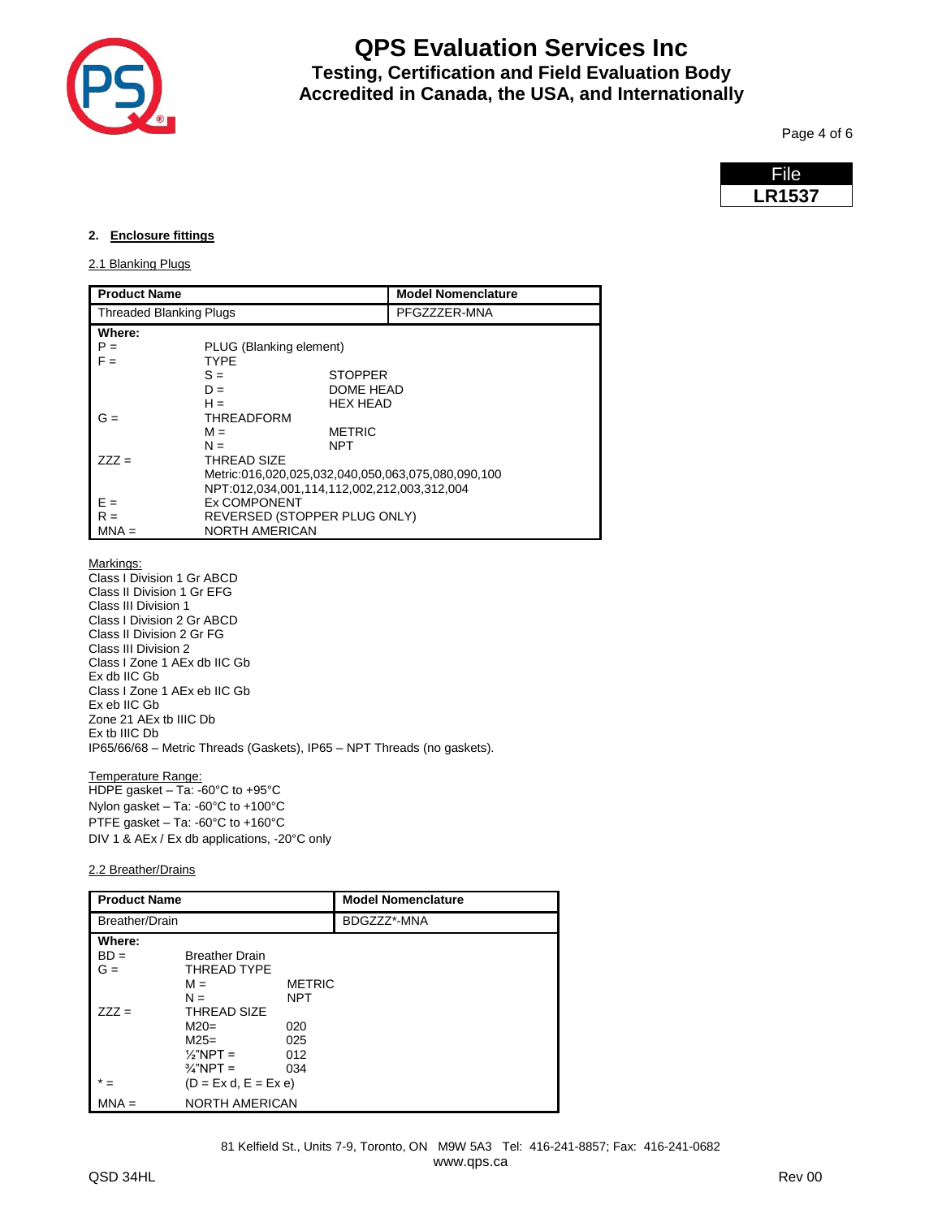**File LR1537**

## 2. Enclosure fittings

### 2.1 Blanking Plugs

| Product Name | Model Nomenclature |
|---|---|
| Threaded Blanking Plugs | PFGZZZER-MNA |

**Where:**

| | | |
|---|---|---|
| P = | PLUG (Blanking element) | |
| F = | TYPE | |
| | S = | STOPPER |
| | D = | DOME HEAD |
| | H = | HEX HEAD |
| G = | THREADFORM | |
| | M = | METRIC |
| | N = | NPT |
| ZZZ = | THREAD SIZE | |
| | Metric:016,020,025,032,040,050,063,075,080,090,100 | |
| | NPT:012,034,001,114,112,002,212,003,312,004 | |
| E = | Ex COMPONENT | |
| R = | REVERSED (STOPPER PLUG ONLY) | |
| MNA = | NORTH AMERICAN | |

Markings:
Class I Division 1 Gr ABCD
Class II Division 1 Gr EFG
Class III Division 1
Class I Division 2 Gr ABCD
Class II Division 2 Gr FG
Class III Division 2
Class I Zone 1 AEx db IIC Gb
Ex db IIC Gb
Class I Zone 1 AEx eb IIC Gb
Ex eb IIC Gb
Zone 21 AEx tb IIIC Db
Ex tb IIIC Db
IP65/66/68 – Metric Threads (Gaskets), IP65 – NPT Threads (no gaskets).

Temperature Range:
HDPE gasket – Ta: -60°C to +95°C
Nylon gasket – Ta: -60°C to +100°C
PTFE gasket – Ta: -60°C to +160°C
DIV 1 & AEx / Ex db applications, -20°C only

### 2.2 Breather/Drains

| Product Name | Model Nomenclature |
|---|---|
| Breather/Drain | BDGZZZ*-MNA |

**Where:**

| | | |
|---|---|---|
| BD = | Breather Drain | |
| G = | THREAD TYPE | |
| | M = | METRIC |
| | N = | NPT |
| ZZZ = | THREAD SIZE | |
| | M20= | 020 |
| | M25= | 025 |
| | ½"NPT = | 012 |
| | ¾"NPT = | 034 |
| * = | (D = Ex d, E = Ex e) | |
| MNA = | NORTH AMERICAN | |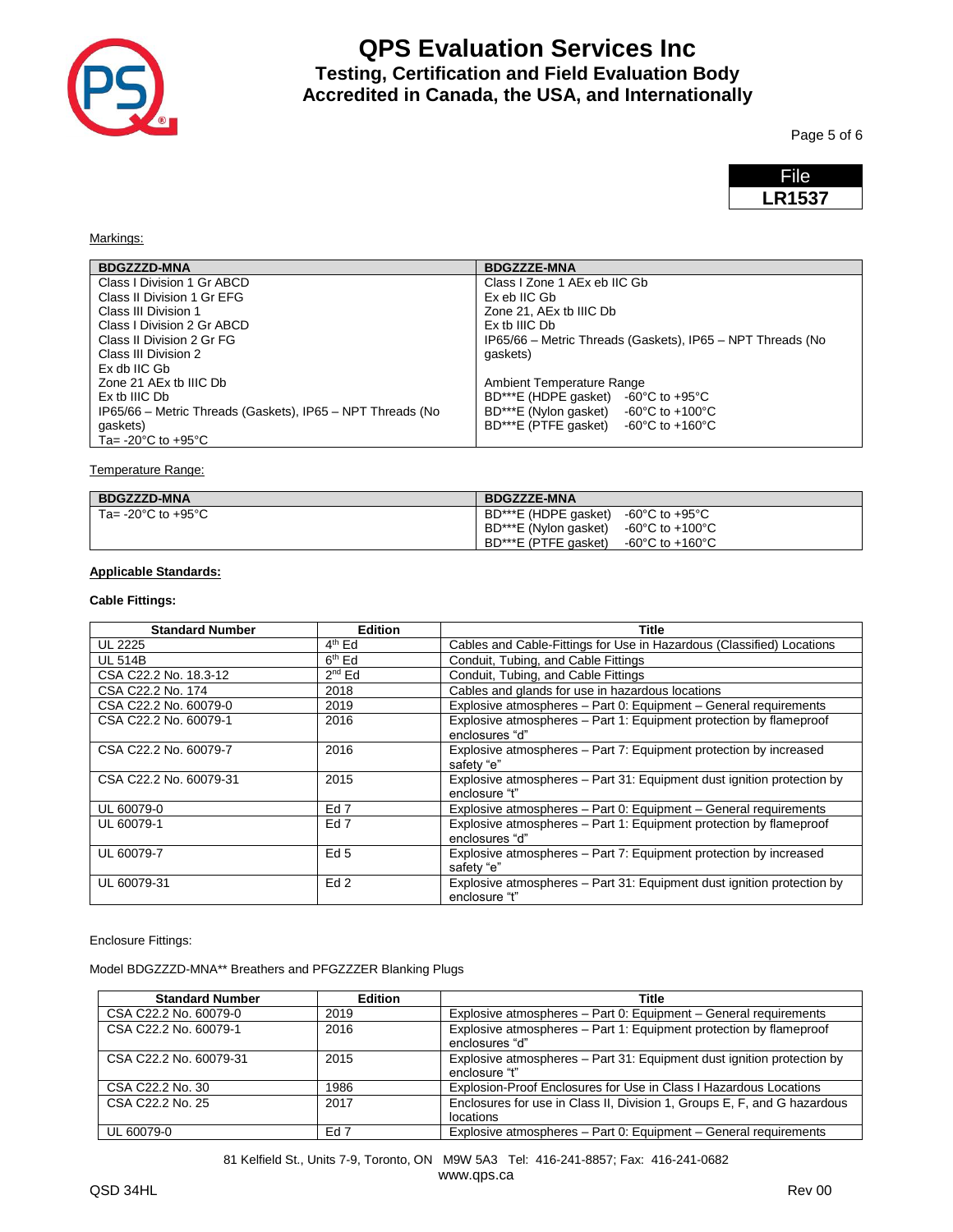File **LR1537**

Markings:

| BDGZZZD-MNA | BDGZZZE-MNA |
|---|---|
| Class I Division 1 Gr ABCD<br>Class II Division 1 Gr EFG<br>Class III Division 1<br>Class I Division 2 Gr ABCD<br>Class II Division 2 Gr FG<br>Class III Division 2<br>Ex db IIC Gb<br>Zone 21 AEx tb IIIC Db<br>Ex tb IIIC Db<br>IP65/66 – Metric Threads (Gaskets), IP65 – NPT Threads (No gaskets)<br>Ta= -20°C to +95°C | Class I Zone 1 AEx eb IIC Gb<br>Ex eb IIC Gb<br>Zone 21, AEx tb IIIC Db<br>Ex tb IIIC Db<br>IP65/66 – Metric Threads (Gaskets), IP65 – NPT Threads (No gaskets)<br><br>Ambient Temperature Range<br>BD***E (HDPE gasket) -60°C to +95°C<br>BD***E (Nylon gasket) -60°C to +100°C<br>BD***E (PTFE gasket) -60°C to +160°C |

Temperature Range:

| BDGZZZD-MNA | BDGZZZE-MNA |
|---|---|
| Ta= -20°C to +95°C | BD***E (HDPE gasket) -60°C to +95°C<br>BD***E (Nylon gasket) -60°C to +100°C<br>BD***E (PTFE gasket) -60°C to +160°C |

**Applicable Standards:**

**Cable Fittings:**

| Standard Number | Edition | Title |
|---|---|---|
| UL 2225 | 4th Ed | Cables and Cable-Fittings for Use in Hazardous (Classified) Locations |
| UL 514B | 6th Ed | Conduit, Tubing, and Cable Fittings |
| CSA C22.2 No. 18.3-12 | 2nd Ed | Conduit, Tubing, and Cable Fittings |
| CSA C22.2 No. 174 | 2018 | Cables and glands for use in hazardous locations |
| CSA C22.2 No. 60079-0 | 2019 | Explosive atmospheres – Part 0: Equipment – General requirements |
| CSA C22.2 No. 60079-1 | 2016 | Explosive atmospheres – Part 1: Equipment protection by flameproof enclosures "d" |
| CSA C22.2 No. 60079-7 | 2016 | Explosive atmospheres – Part 7: Equipment protection by increased safety "e" |
| CSA C22.2 No. 60079-31 | 2015 | Explosive atmospheres – Part 31: Equipment dust ignition protection by enclosure "t" |
| UL 60079-0 | Ed 7 | Explosive atmospheres – Part 0: Equipment – General requirements |
| UL 60079-1 | Ed 7 | Explosive atmospheres – Part 1: Equipment protection by flameproof enclosures "d" |
| UL 60079-7 | Ed 5 | Explosive atmospheres – Part 7: Equipment protection by increased safety "e" |
| UL 60079-31 | Ed 2 | Explosive atmospheres – Part 31: Equipment dust ignition protection by enclosure "t" |

Enclosure Fittings:

Model BDGZZZD-MNA** Breathers and PFGZZZER Blanking Plugs

| Standard Number | Edition | Title |
|---|---|---|
| CSA C22.2 No. 60079-0 | 2019 | Explosive atmospheres – Part 0: Equipment – General requirements |
| CSA C22.2 No. 60079-1 | 2016 | Explosive atmospheres – Part 1: Equipment protection by flameproof enclosures "d" |
| CSA C22.2 No. 60079-31 | 2015 | Explosive atmospheres – Part 31: Equipment dust ignition protection by enclosure "t" |
| CSA C22.2 No. 30 | 1986 | Explosion-Proof Enclosures for Use in Class I Hazardous Locations |
| CSA C22.2 No. 25 | 2017 | Enclosures for use in Class II, Division 1, Groups E, F, and G hazardous locations |
| UL 60079-0 | Ed 7 | Explosive atmospheres – Part 0: Equipment – General requirements |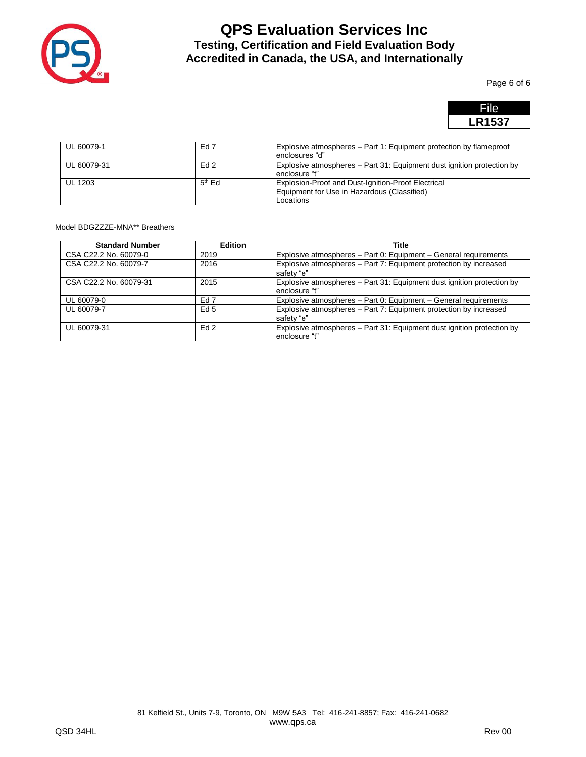File
**LR1537**

| | | |
|---|---|---|
| UL 60079-1 | Ed 7 | Explosive atmospheres – Part 1: Equipment protection by flameproof enclosures “d” |
| UL 60079-31 | Ed 2 | Explosive atmospheres – Part 31: Equipment dust ignition protection by enclosure “t” |
| UL 1203 | 5th Ed | Explosion-Proof and Dust-Ignition-Proof Electrical Equipment for Use in Hazardous (Classified) Locations |

Model BDGZZZE-MNA** Breathers

| Standard Number | Edition | Title |
|---|---|---|
| CSA C22.2 No. 60079-0 | 2019 | Explosive atmospheres – Part 0: Equipment – General requirements |
| CSA C22.2 No. 60079-7 | 2016 | Explosive atmospheres – Part 7: Equipment protection by increased safety “e” |
| CSA C22.2 No. 60079-31 | 2015 | Explosive atmospheres – Part 31: Equipment dust ignition protection by enclosure “t” |
| UL 60079-0 | Ed 7 | Explosive atmospheres – Part 0: Equipment – General requirements |
| UL 60079-7 | Ed 5 | Explosive atmospheres – Part 7: Equipment protection by increased safety “e” |
| UL 60079-31 | Ed 2 | Explosive atmospheres – Part 31: Equipment dust ignition protection by enclosure “t” |